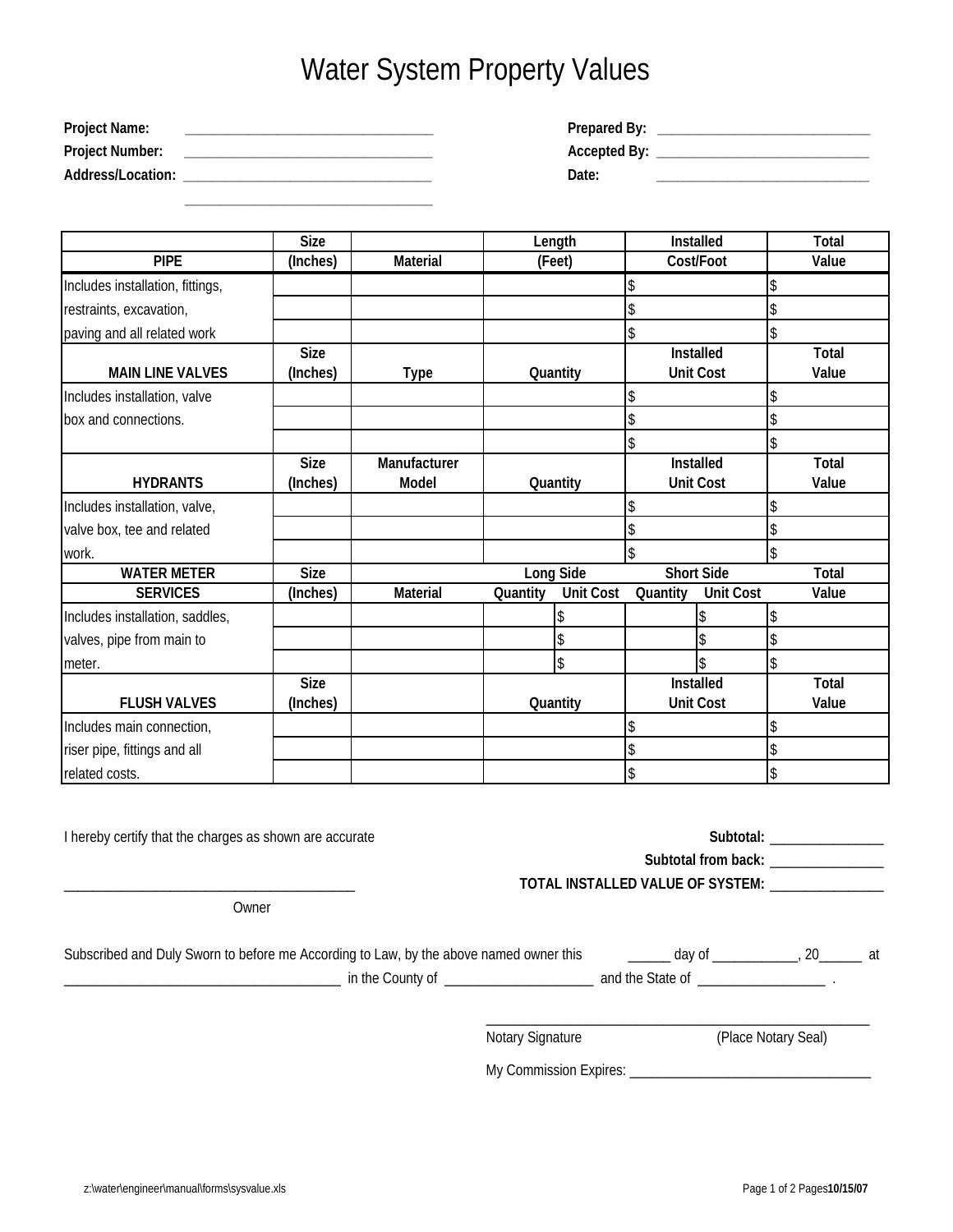# Water System Property Values

**Project Name:** ___________________________________

**Project Number:** ___________________________________

**Address/Location:** ___________________________________

___________________________________

**Prepared By:** ______________________________

**Accepted By:** ______________________________

**Date:** ______________________________

| PIPE | Size (Inches) | Material | Length (Feet) | | Installed Cost/Foot | | Total Value |
|---|---|---|---|---|---|---|---|
| Includes installation, fittings, | | | | | $ | | $ |
| restraints, excavation, | | | | | $ | | $ |
| paving and all related work | | | | | $ | | $ |
| **MAIN LINE VALVES** | **Size (Inches)** | **Type** | **Quantity** | | **Installed Unit Cost** | | **Total Value** |
| Includes installation, valve | | | | | $ | | $ |
| box and connections. | | | | | $ | | $ |
| | | | | | $ | | $ |
| **HYDRANTS** | **Size (Inches)** | **Manufacturer Model** | **Quantity** | | **Installed Unit Cost** | | **Total Value** |
| Includes installation, valve, | | | | | $ | | $ |
| valve box, tee and related | | | | | $ | | $ |
| work. | | | | | $ | | $ |
| **WATER METER SERVICES** | **Size (Inches)** | **Material** | **Long Side Quantity** | **Long Side Unit Cost** | **Short Side Quantity** | **Short Side Unit Cost** | **Total Value** |
| Includes installation, saddles, | | | | $ | | $ | $ |
| valves, pipe from main to | | | | $ | | $ | $ |
| meter. | | | | $ | | $ | $ |
| **FLUSH VALVES** | **Size (Inches)** | | **Quantity** | | **Installed Unit Cost** | | **Total Value** |
| Includes main connection, | | | | | $ | | $ |
| riser pipe, fittings and all | | | | | $ | | $ |
| related costs. | | | | | $ | | $ |

I hereby certify that the charges as shown are accurate

**Subtotal:** ________________

**Subtotal from back:** ________________

**TOTAL INSTALLED VALUE OF SYSTEM:** ________________

__________________________________________

Owner

Subscribed and Duly Sworn to before me According to Law, by the above named owner this ______ day of ____________, 20______ at ________________________________________ in the County of ______________________ and the State of __________________ .

________________________________________________________

Notary Signature (Place Notary Seal)

My Commission Expires: ___________________________________

z:\water\engineer\manual\forms\sysvalue.xls **10/15/07**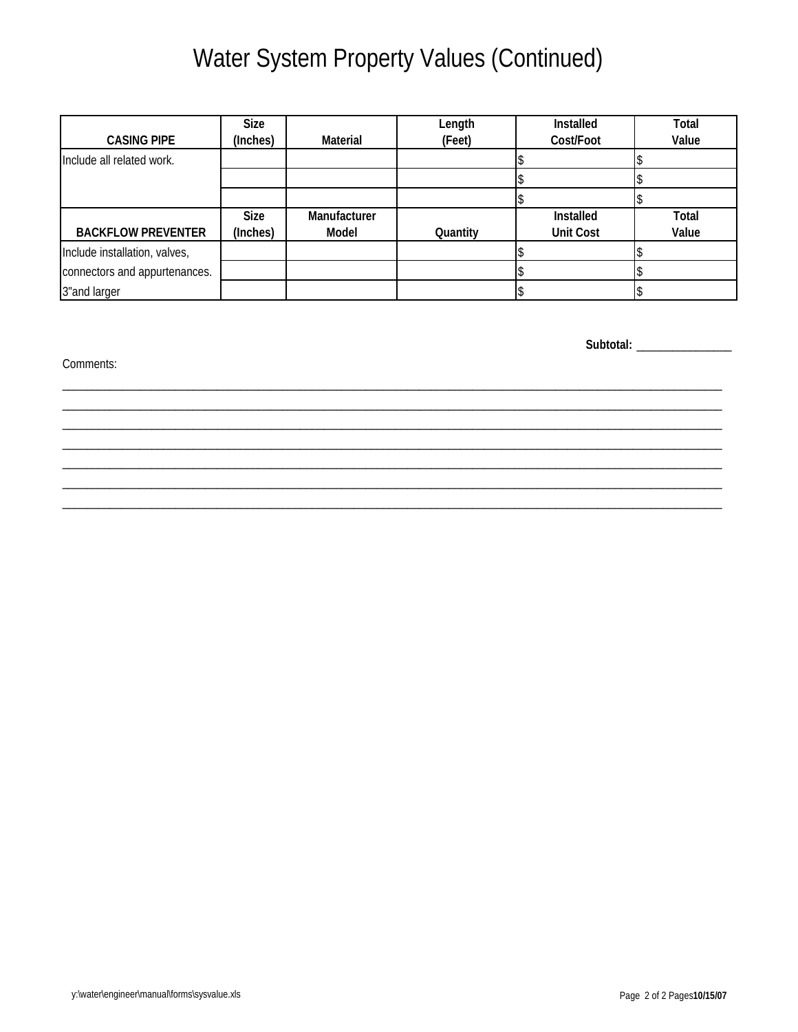# Water System Property Values (Continued)

| CASING PIPE | Size (Inches) | Material | Length (Feet) | Installed Cost/Foot | Total Value |
|---|---|---|---|---|---|
| Include all related work. | | | | $ | $ |
| | | | | $ | $ |
| | | | | $ | $ |
| **BACKFLOW PREVENTER** | **Size (Inches)** | **Manufacturer Model** | **Quantity** | **Installed Unit Cost** | **Total Value** |
| Include installation, valves, | | | | $ | $ |
| connectors and appurtenances. | | | | $ | $ |
| 3"and larger | | | | $ | $ |

**Subtotal:** ________________

Comments:

_______________________________________________________________________________________________________

_______________________________________________________________________________________________________

_______________________________________________________________________________________________________

_______________________________________________________________________________________________________

_______________________________________________________________________________________________________

_______________________________________________________________________________________________________

_______________________________________________________________________________________________________

y:\water\engineer\manual\forms\sysvalue.xls

**10/15/07**